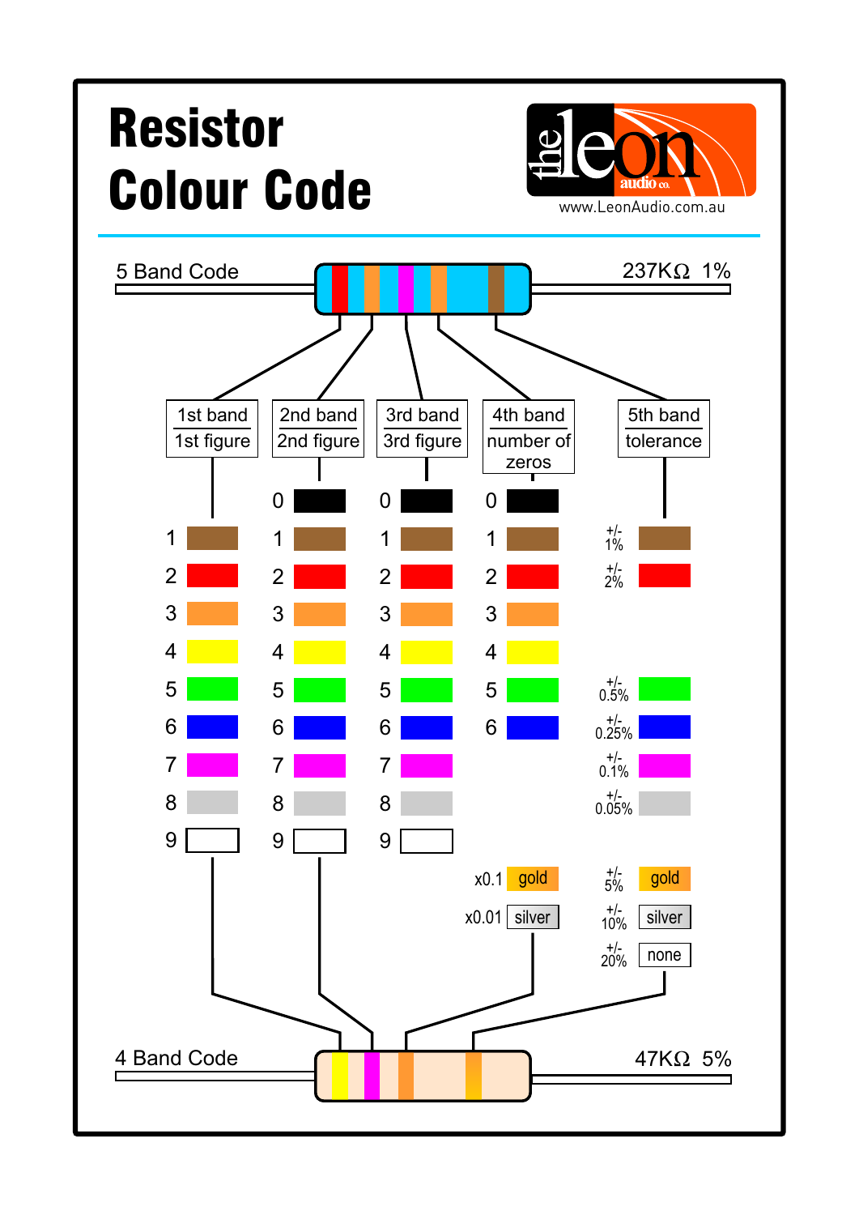# Resistor Colour Code

the leon audio co.
www.LeonAudio.com.au

**5 Band Code** — 237KΩ 1%

| 1st band 1st figure | 2nd band 2nd figure | 3rd band 3rd figure | 4th band number of zeros | 5th band tolerance |
|---|---|---|---|---|
| | 0 | 0 | 0 | |
| 1 | 1 | 1 | 1 | +/- 1% |
| 2 | 2 | 2 | 2 | +/- 2% |
| 3 | 3 | 3 | 3 | |
| 4 | 4 | 4 | 4 | |
| 5 | 5 | 5 | 5 | +/- 0.5% |
| 6 | 6 | 6 | 6 | +/- 0.25% |
| 7 | 7 | 7 | | +/- 0.1% |
| 8 | 8 | 8 | | +/- 0.05% |
| 9 | 9 | 9 | | |
| | | | x0.1 gold | +/- 5% gold |
| | | | x0.01 silver | +/- 10% silver |
| | | | | +/- 20% none |

**4 Band Code** — 47KΩ 5%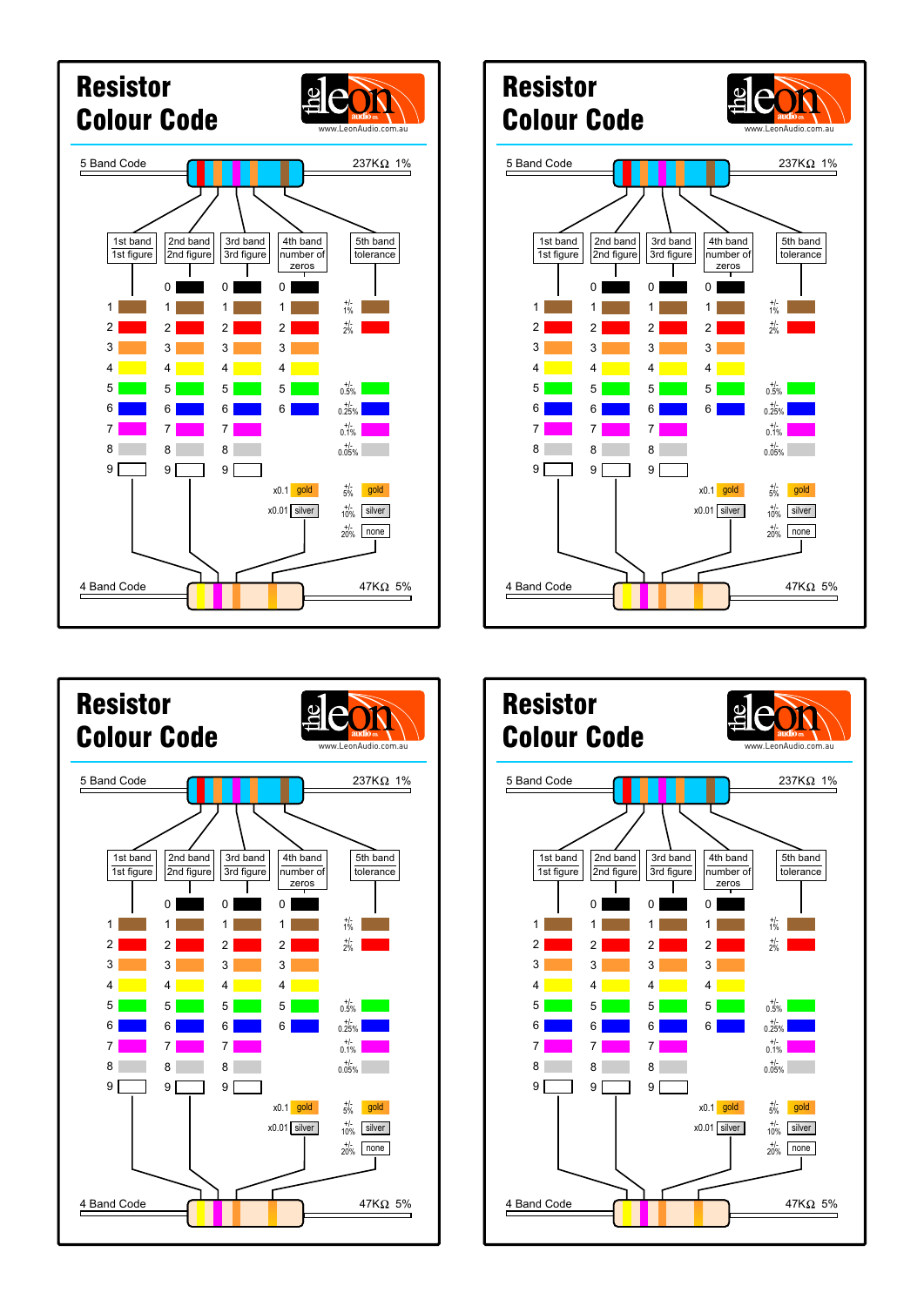# Resistor Colour Code

the leon audio co.

www.LeonAudio.com.au

5 Band Code — 237KΩ 1%

| 1st band<br>1st figure | 2nd band<br>2nd figure | 3rd band<br>3rd figure | 4th band<br>number of zeros | 5th band<br>tolerance |
|---|---|---|---|---|
| | 0 | 0 | 0 | |
| 1 | 1 | 1 | 1 | +/- 1% |
| 2 | 2 | 2 | 2 | +/- 2% |
| 3 | 3 | 3 | 3 | |
| 4 | 4 | 4 | 4 | |
| 5 | 5 | 5 | 5 | +/- 0.5% |
| 6 | 6 | 6 | 6 | +/- 0.25% |
| 7 | 7 | 7 | | +/- 0.1% |
| 8 | 8 | 8 | | +/- 0.05% |
| 9 | 9 | 9 | | |
| | | | x0.1 gold | +/- 5% gold |
| | | | x0.01 silver | +/- 10% silver |
| | | | | +/- 20% none |

4 Band Code — 47KΩ 5%

# Resistor Colour Code

the leon audio co.

www.LeonAudio.com.au

5 Band Code — 237KΩ 1%

| 1st band<br>1st figure | 2nd band<br>2nd figure | 3rd band<br>3rd figure | 4th band<br>number of zeros | 5th band<br>tolerance |
|---|---|---|---|---|
| | 0 | 0 | 0 | |
| 1 | 1 | 1 | 1 | +/- 1% |
| 2 | 2 | 2 | 2 | +/- 2% |
| 3 | 3 | 3 | 3 | |
| 4 | 4 | 4 | 4 | |
| 5 | 5 | 5 | 5 | +/- 0.5% |
| 6 | 6 | 6 | 6 | +/- 0.25% |
| 7 | 7 | 7 | | +/- 0.1% |
| 8 | 8 | 8 | | +/- 0.05% |
| 9 | 9 | 9 | | |
| | | | x0.1 gold | +/- 5% gold |
| | | | x0.01 silver | +/- 10% silver |
| | | | | +/- 20% none |

4 Band Code — 47KΩ 5%

# Resistor Colour Code

the leon audio co.

www.LeonAudio.com.au

5 Band Code — 237KΩ 1%

| 1st band<br>1st figure | 2nd band<br>2nd figure | 3rd band<br>3rd figure | 4th band<br>number of zeros | 5th band<br>tolerance |
|---|---|---|---|---|
| | 0 | 0 | 0 | |
| 1 | 1 | 1 | 1 | +/- 1% |
| 2 | 2 | 2 | 2 | +/- 2% |
| 3 | 3 | 3 | 3 | |
| 4 | 4 | 4 | 4 | |
| 5 | 5 | 5 | 5 | +/- 0.5% |
| 6 | 6 | 6 | 6 | +/- 0.25% |
| 7 | 7 | 7 | | +/- 0.1% |
| 8 | 8 | 8 | | +/- 0.05% |
| 9 | 9 | 9 | | |
| | | | x0.1 gold | +/- 5% gold |
| | | | x0.01 silver | +/- 10% silver |
| | | | | +/- 20% none |

4 Band Code — 47KΩ 5%

# Resistor Colour Code

the leon audio co.

www.LeonAudio.com.au

5 Band Code — 237KΩ 1%

| 1st band<br>1st figure | 2nd band<br>2nd figure | 3rd band<br>3rd figure | 4th band<br>number of zeros | 5th band<br>tolerance |
|---|---|---|---|---|
| | 0 | 0 | 0 | |
| 1 | 1 | 1 | 1 | +/- 1% |
| 2 | 2 | 2 | 2 | +/- 2% |
| 3 | 3 | 3 | 3 | |
| 4 | 4 | 4 | 4 | |
| 5 | 5 | 5 | 5 | +/- 0.5% |
| 6 | 6 | 6 | 6 | +/- 0.25% |
| 7 | 7 | 7 | | +/- 0.1% |
| 8 | 8 | 8 | | +/- 0.05% |
| 9 | 9 | 9 | | |
| | | | x0.1 gold | +/- 5% gold |
| | | | x0.01 silver | +/- 10% silver |
| | | | | +/- 20% none |

4 Band Code — 47KΩ 5%